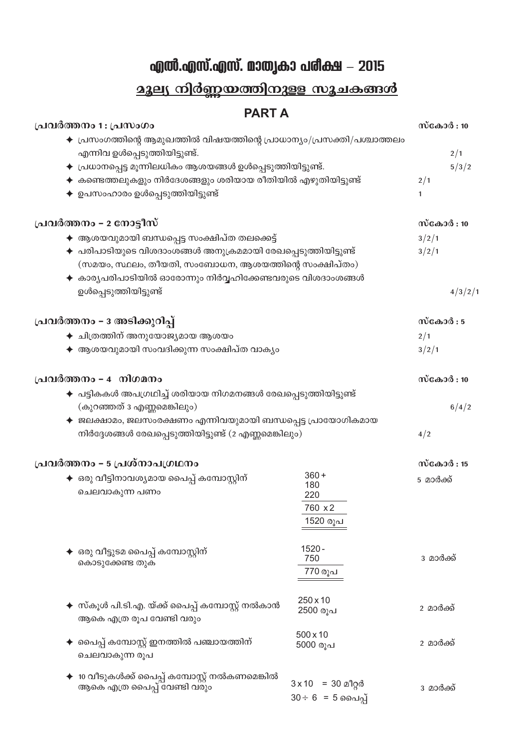# എൽ.എസ്.എസ്. മാതൃകാ പരീക്ഷ – 2015

## മൂല്യ നിർണ്ണയത്തിനുള്ള സൂചകങ്ങൾ

## PART A

**പ്രവർത്തനം 1 : പ്രസംഗം** — സ്കോർ : 10

- ✦ പ്രസംഗത്തിന്റെ ആമുഖത്തിൽ വിഷയത്തിന്റെ പ്രാധാന്യം/പ്രസക്തി/പശ്ചാത്തലം എന്നിവ ഉൾപ്പെടുത്തിയിട്ടുണ്ട്. — 2/1
- ✦ പ്രധാനപ്പെട്ട മൂന്നിലധികം ആശയങ്ങൾ ഉൾപ്പെടുത്തിയിട്ടുണ്ട്. — 5/3/2
- ✦ കണ്ടെത്തലുകളും നിർദേശങ്ങളും ശരിയായ രീതിയിൽ എഴുതിയിട്ടുണ്ട് — 2/1
- ✦ ഉപസംഹാരം ഉൾപ്പെടുത്തിയിട്ടുണ്ട് — 1

**പ്രവർത്തനം – 2 നോട്ടീസ്** — സ്കോർ : 10

- ✦ ആശയവുമായി ബന്ധപ്പെട്ട സംക്ഷിപ്ത തലക്കെട്ട് — 3/2/1
- ✦ പരിപാടിയുടെ വിശദാംശങ്ങൾ അനുക്രമമായി രേഖപ്പെടുത്തിയിട്ടുണ്ട് (സമയം, സ്ഥലം, തീയതി, സംബോധന, ആശയത്തിന്റെ സംക്ഷിപ്തം) — 3/2/1
- ✦ കാര്യപരിപാടിയിൽ ഓരോന്നും നിർവ്വഹിക്കേണ്ടവരുടെ വിശദാംശങ്ങൾ ഉൾപ്പെടുത്തിയിട്ടുണ്ട് — 4/3/2/1

**പ്രവർത്തനം – 3 അടിക്കുറിപ്പ്** — സ്കോർ : 5

- ✦ ചിത്രത്തിന് അനുയോജ്യമായ ആശയം — 2/1
- ✦ ആശയവുമായി സംവദിക്കുന്ന സംക്ഷിപ്ത വാക്യം — 3/2/1

**പ്രവർത്തനം – 4 നിഗമനം** — സ്കോർ : 10

- ✦ പട്ടികകൾ അപഗ്രഥിച്ച് ശരിയായ നിഗമനങ്ങൾ രേഖപ്പെടുത്തിയിട്ടുണ്ട് (കുറഞ്ഞത് 3 എണ്ണമെങ്കിലും) — 6/4/2
- ✦ ജലക്ഷാമം, ജലസംരക്ഷണം എന്നിവയുമായി ബന്ധപ്പെട്ട പ്രായോഗികമായ നിർദ്ദേശങ്ങൾ രേഖപ്പെടുത്തിയിട്ടുണ്ട് (2 എണ്ണമെങ്കിലും) — 4/2

**പ്രവർത്തനം – 5 പ്രശ്നാപഗ്രഥനം** — സ്കോർ : 15

| | | |
|---|---|---|
| ✦ ഒരു വീട്ടിനാവശ്യമായ പൈപ്പ് കമ്പോസ്റ്റിന് ചെലവാകുന്ന പണം | 360 + 180 + 220 = 760 × 2 = 1520 രൂപ | 5 മാർക്ക് |
| ✦ ഒരു വീട്ടുടമ പൈപ്പ് കമ്പോസ്റ്റിന് കൊടുക്കേണ്ട തുക | 1520 − 750 = 770 രൂപ | 3 മാർക്ക് |
| ✦ സ്കൂൾ പി.ടി.എ. യ്ക്ക് പൈപ്പ് കമ്പോസ്റ്റ് നൽകാൻ ആകെ എത്ര രൂപ വേണ്ടി വരും | 250 × 10 = 2500 രൂപ | 2 മാർക്ക് |
| ✦ പൈപ്പ് കമ്പോസ്റ്റ് ഇനത്തിൽ പഞ്ചായത്തിന് ചെലവാകുന്ന രൂപ | 500 × 10 = 5000 രൂപ | 2 മാർക്ക് |
| ✦ 10 വീടുകൾക്ക് പൈപ്പ് കമ്പോസ്റ്റ് നൽകണമെങ്കിൽ ആകെ എത്ര പൈപ്പ് വേണ്ടി വരും | 3 × 10 = 30 മീറ്റർ; 30 ÷ 6 = 5 പൈപ്പ് | 3 മാർക്ക് |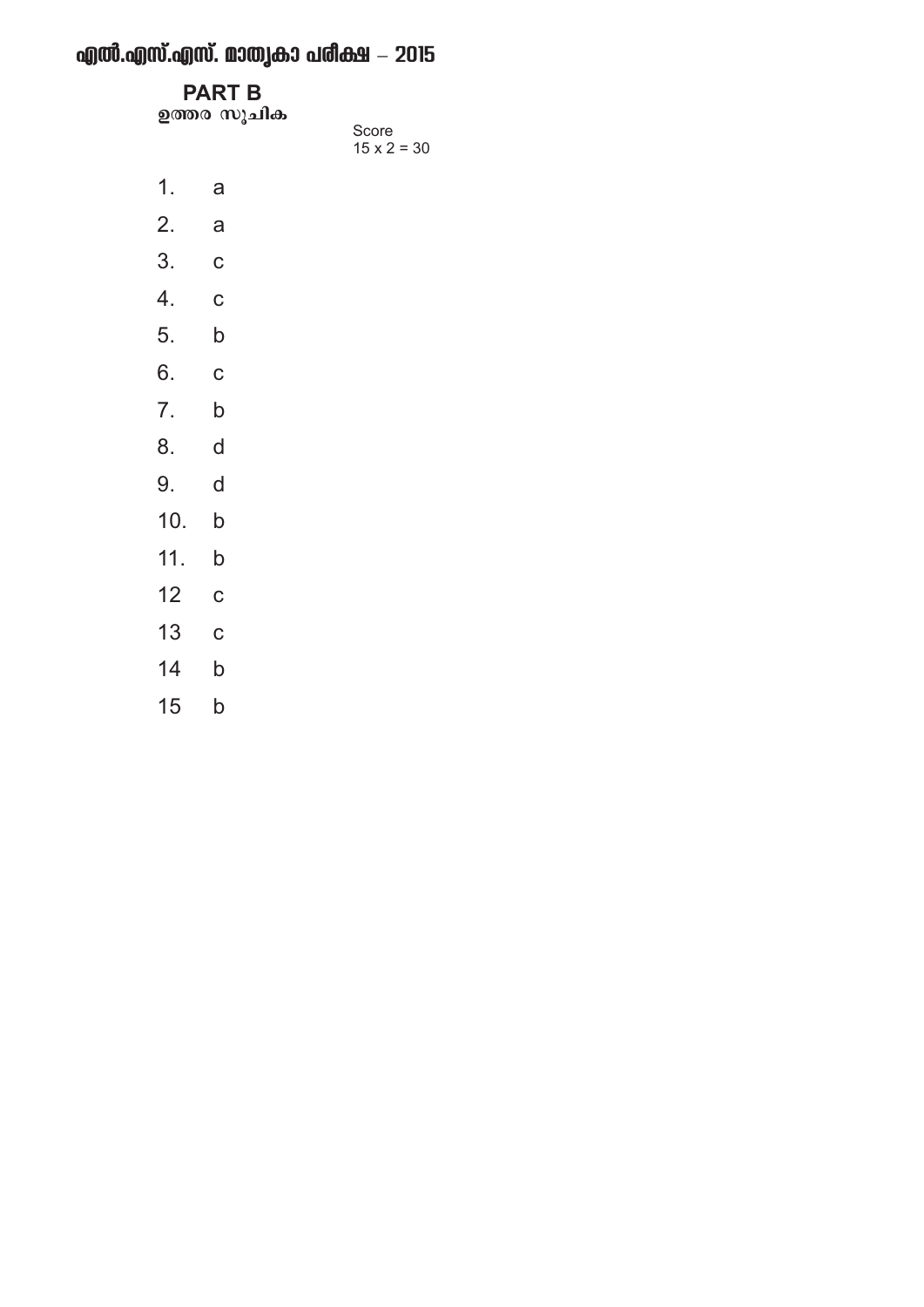# എൽ.എസ്.എസ്. മാതൃകാ പരീക്ഷ – 2015

## PART B

**ഉത്തര സൂചിക**

Score
15 x 2 = 30

1. a
2. a
3. c
4. c
5. b
6. c
7. b
8. d
9. d
10. b
11. b
12 c
13 c
14 b
15 b